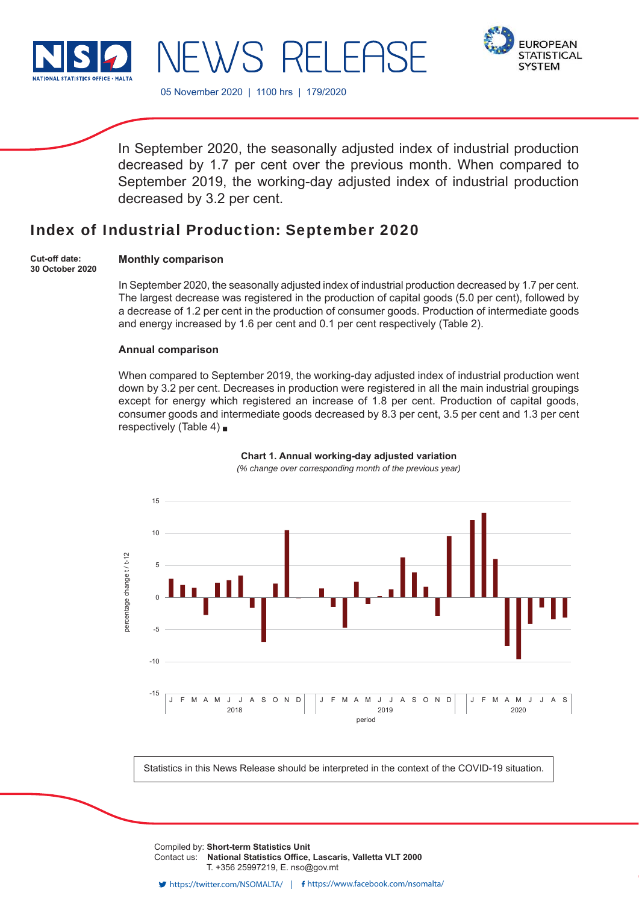NSO NATIONAL STATISTICS OFFICE · MALTA

# NEWS RELEASE

EUROPEAN STATISTICAL SYSTEM

05 November 2020 | 1100 hrs | 179/2020

In September 2020, the seasonally adjusted index of industrial production decreased by 1.7 per cent over the previous month. When compared to September 2019, the working-day adjusted index of industrial production decreased by 3.2 per cent.

## Index of Industrial Production: September 2020

**Cut-off date:**
**30 October 2020**

### Monthly comparison

In September 2020, the seasonally adjusted index of industrial production decreased by 1.7 per cent. The largest decrease was registered in the production of capital goods (5.0 per cent), followed by a decrease of 1.2 per cent in the production of consumer goods. Production of intermediate goods and energy increased by 1.6 per cent and 0.1 per cent respectively (Table 2).

### Annual comparison

When compared to September 2019, the working-day adjusted index of industrial production went down by 3.2 per cent. Decreases in production were registered in all the main industrial groupings except for energy which registered an increase of 1.8 per cent. Production of capital goods, consumer goods and intermediate goods decreased by 8.3 per cent, 3.5 per cent and 1.3 per cent respectively (Table 4) ■

**Chart 1. Annual working-day adjusted variation**

*(% change over corresponding month of the previous year)*

Statistics in this News Release should be interpreted in the context of the COVID-19 situation.

Compiled by: **Short-term Statistics Unit**
Contact us: **National Statistics Office, Lascaris, Valletta VLT 2000**
T. +356 25997219, E. nso@gov.mt

https://twitter.com/NSOMALTA/ | https://www.facebook.com/nsomalta/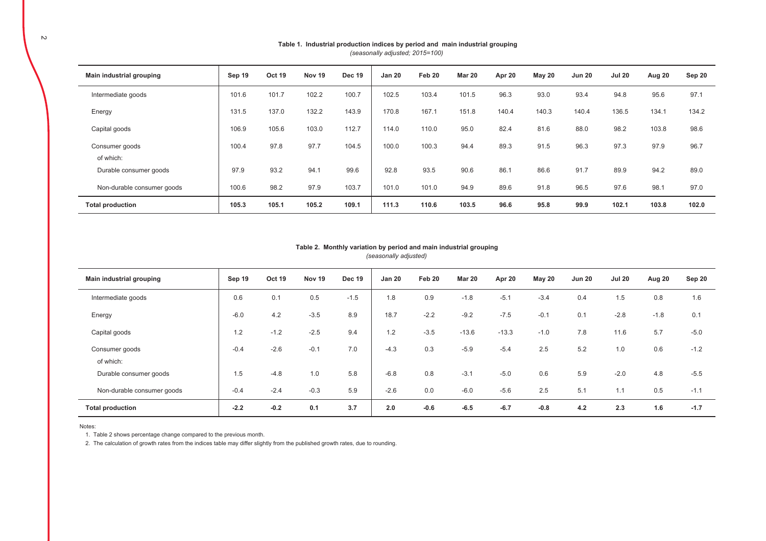**Table 1. Industrial production indices by period and main industrial grouping**

*(seasonally adjusted; 2015=100)*

| Main industrial grouping | Sep 19 | Oct 19 | Nov 19 | Dec 19 | Jan 20 | Feb 20 | Mar 20 | Apr 20 | May 20 | Jun 20 | Jul 20 | Aug 20 | Sep 20 |
|---|---|---|---|---|---|---|---|---|---|---|---|---|---|
| Intermediate goods | 101.6 | 101.7 | 102.2 | 100.7 | 102.5 | 103.4 | 101.5 | 96.3 | 93.0 | 93.4 | 94.8 | 95.6 | 97.1 |
| Energy | 131.5 | 137.0 | 132.2 | 143.9 | 170.8 | 167.1 | 151.8 | 140.4 | 140.3 | 140.4 | 136.5 | 134.1 | 134.2 |
| Capital goods | 106.9 | 105.6 | 103.0 | 112.7 | 114.0 | 110.0 | 95.0 | 82.4 | 81.6 | 88.0 | 98.2 | 103.8 | 98.6 |
| Consumer goods | 100.4 | 97.8 | 97.7 | 104.5 | 100.0 | 100.3 | 94.4 | 89.3 | 91.5 | 96.3 | 97.3 | 97.9 | 96.7 |
| of which: | | | | | | | | | | | | | |
| Durable consumer goods | 97.9 | 93.2 | 94.1 | 99.6 | 92.8 | 93.5 | 90.6 | 86.1 | 86.6 | 91.7 | 89.9 | 94.2 | 89.0 |
| Non-durable consumer goods | 100.6 | 98.2 | 97.9 | 103.7 | 101.0 | 101.0 | 94.9 | 89.6 | 91.8 | 96.5 | 97.6 | 98.1 | 97.0 |
| **Total production** | **105.3** | **105.1** | **105.2** | **109.1** | **111.3** | **110.6** | **103.5** | **96.6** | **95.8** | **99.9** | **102.1** | **103.8** | **102.0** |

**Table 2. Monthly variation by period and main industrial grouping**

*(seasonally adjusted)*

| Main industrial grouping | Sep 19 | Oct 19 | Nov 19 | Dec 19 | Jan 20 | Feb 20 | Mar 20 | Apr 20 | May 20 | Jun 20 | Jul 20 | Aug 20 | Sep 20 |
|---|---|---|---|---|---|---|---|---|---|---|---|---|---|
| Intermediate goods | 0.6 | 0.1 | 0.5 | -1.5 | 1.8 | 0.9 | -1.8 | -5.1 | -3.4 | 0.4 | 1.5 | 0.8 | 1.6 |
| Energy | -6.0 | 4.2 | -3.5 | 8.9 | 18.7 | -2.2 | -9.2 | -7.5 | -0.1 | 0.1 | -2.8 | -1.8 | 0.1 |
| Capital goods | 1.2 | -1.2 | -2.5 | 9.4 | 1.2 | -3.5 | -13.6 | -13.3 | -1.0 | 7.8 | 11.6 | 5.7 | -5.0 |
| Consumer goods | -0.4 | -2.6 | -0.1 | 7.0 | -4.3 | 0.3 | -5.9 | -5.4 | 2.5 | 5.2 | 1.0 | 0.6 | -1.2 |
| of which: | | | | | | | | | | | | | |
| Durable consumer goods | 1.5 | -4.8 | 1.0 | 5.8 | -6.8 | 0.8 | -3.1 | -5.0 | 0.6 | 5.9 | -2.0 | 4.8 | -5.5 |
| Non-durable consumer goods | -0.4 | -2.4 | -0.3 | 5.9 | -2.6 | 0.0 | -6.0 | -5.6 | 2.5 | 5.1 | 1.1 | 0.5 | -1.1 |
| **Total production** | **-2.2** | **-0.2** | **0.1** | **3.7** | **2.0** | **-0.6** | **-6.5** | **-6.7** | **-0.8** | **4.2** | **2.3** | **1.6** | **-1.7** |

Notes:

1. Table 2 shows percentage change compared to the previous month.
2. The calculation of growth rates from the indices table may differ slightly from the published growth rates, due to rounding.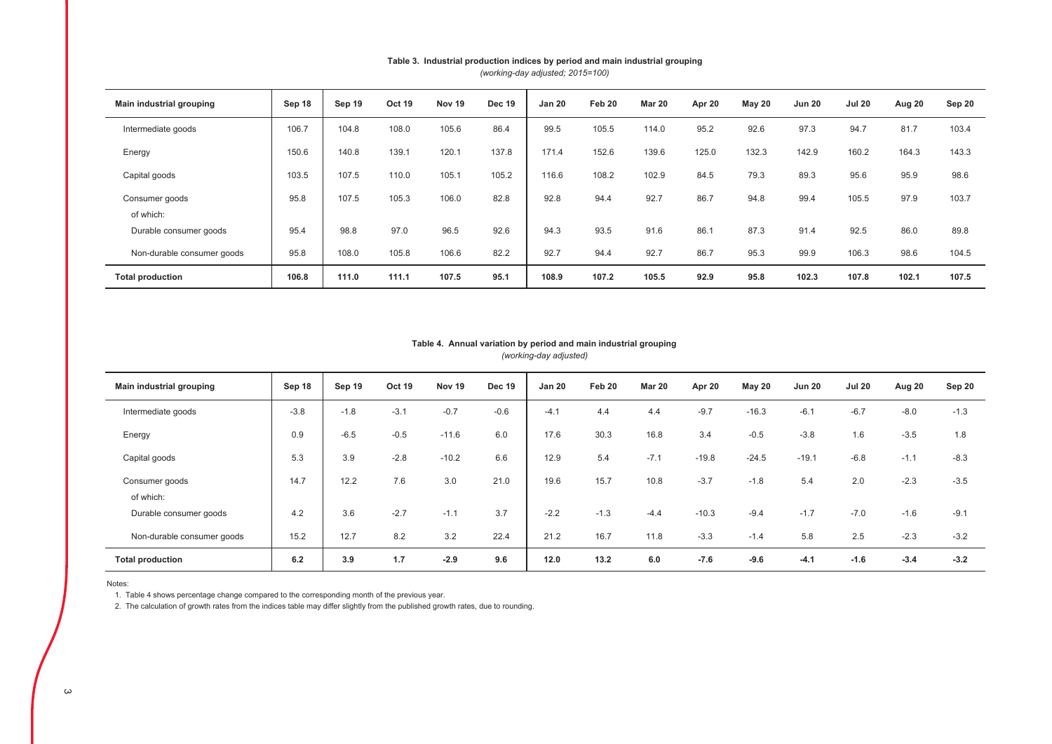**Table 3. Industrial production indices by period and main industrial grouping**
*(working-day adjusted; 2015=100)*

| Main industrial grouping | Sep 18 | Sep 19 | Oct 19 | Nov 19 | Dec 19 | Jan 20 | Feb 20 | Mar 20 | Apr 20 | May 20 | Jun 20 | Jul 20 | Aug 20 | Sep 20 |
|---|---|---|---|---|---|---|---|---|---|---|---|---|---|---|
| Intermediate goods | 106.7 | 104.8 | 108.0 | 105.6 | 86.4 | 99.5 | 105.5 | 114.0 | 95.2 | 92.6 | 97.3 | 94.7 | 81.7 | 103.4 |
| Energy | 150.6 | 140.8 | 139.1 | 120.1 | 137.8 | 171.4 | 152.6 | 139.6 | 125.0 | 132.3 | 142.9 | 160.2 | 164.3 | 143.3 |
| Capital goods | 103.5 | 107.5 | 110.0 | 105.1 | 105.2 | 116.6 | 108.2 | 102.9 | 84.5 | 79.3 | 89.3 | 95.6 | 95.9 | 98.6 |
| Consumer goods | 95.8 | 107.5 | 105.3 | 106.0 | 82.8 | 92.8 | 94.4 | 92.7 | 86.7 | 94.8 | 99.4 | 105.5 | 97.9 | 103.7 |
| of which: | | | | | | | | | | | | | | |
| Durable consumer goods | 95.4 | 98.8 | 97.0 | 96.5 | 92.6 | 94.3 | 93.5 | 91.6 | 86.1 | 87.3 | 91.4 | 92.5 | 86.0 | 89.8 |
| Non-durable consumer goods | 95.8 | 108.0 | 105.8 | 106.6 | 82.2 | 92.7 | 94.4 | 92.7 | 86.7 | 95.3 | 99.9 | 106.3 | 98.6 | 104.5 |
| **Total production** | **106.8** | **111.0** | **111.1** | **107.5** | **95.1** | **108.9** | **107.2** | **105.5** | **92.9** | **95.8** | **102.3** | **107.8** | **102.1** | **107.5** |

**Table 4. Annual variation by period and main industrial grouping**
*(working-day adjusted)*

| Main industrial grouping | Sep 18 | Sep 19 | Oct 19 | Nov 19 | Dec 19 | Jan 20 | Feb 20 | Mar 20 | Apr 20 | May 20 | Jun 20 | Jul 20 | Aug 20 | Sep 20 |
|---|---|---|---|---|---|---|---|---|---|---|---|---|---|---|
| Intermediate goods | -3.8 | -1.8 | -3.1 | -0.7 | -0.6 | -4.1 | 4.4 | 4.4 | -9.7 | -16.3 | -6.1 | -6.7 | -8.0 | -1.3 |
| Energy | 0.9 | -6.5 | -0.5 | -11.6 | 6.0 | 17.6 | 30.3 | 16.8 | 3.4 | -0.5 | -3.8 | 1.6 | -3.5 | 1.8 |
| Capital goods | 5.3 | 3.9 | -2.8 | -10.2 | 6.6 | 12.9 | 5.4 | -7.1 | -19.8 | -24.5 | -19.1 | -6.8 | -1.1 | -8.3 |
| Consumer goods | 14.7 | 12.2 | 7.6 | 3.0 | 21.0 | 19.6 | 15.7 | 10.8 | -3.7 | -1.8 | 5.4 | 2.0 | -2.3 | -3.5 |
| of which: | | | | | | | | | | | | | | |
| Durable consumer goods | 4.2 | 3.6 | -2.7 | -1.1 | 3.7 | -2.2 | -1.3 | -4.4 | -10.3 | -9.4 | -1.7 | -7.0 | -1.6 | -9.1 |
| Non-durable consumer goods | 15.2 | 12.7 | 8.2 | 3.2 | 22.4 | 21.2 | 16.7 | 11.8 | -3.3 | -1.4 | 5.8 | 2.5 | -2.3 | -3.2 |
| **Total production** | **6.2** | **3.9** | **1.7** | **-2.9** | **9.6** | **12.0** | **13.2** | **6.0** | **-7.6** | **-9.6** | **-4.1** | **-1.6** | **-3.4** | **-3.2** |

Notes:

1. Table 4 shows percentage change compared to the corresponding month of the previous year.
2. The calculation of growth rates from the indices table may differ slightly from the published growth rates, due to rounding.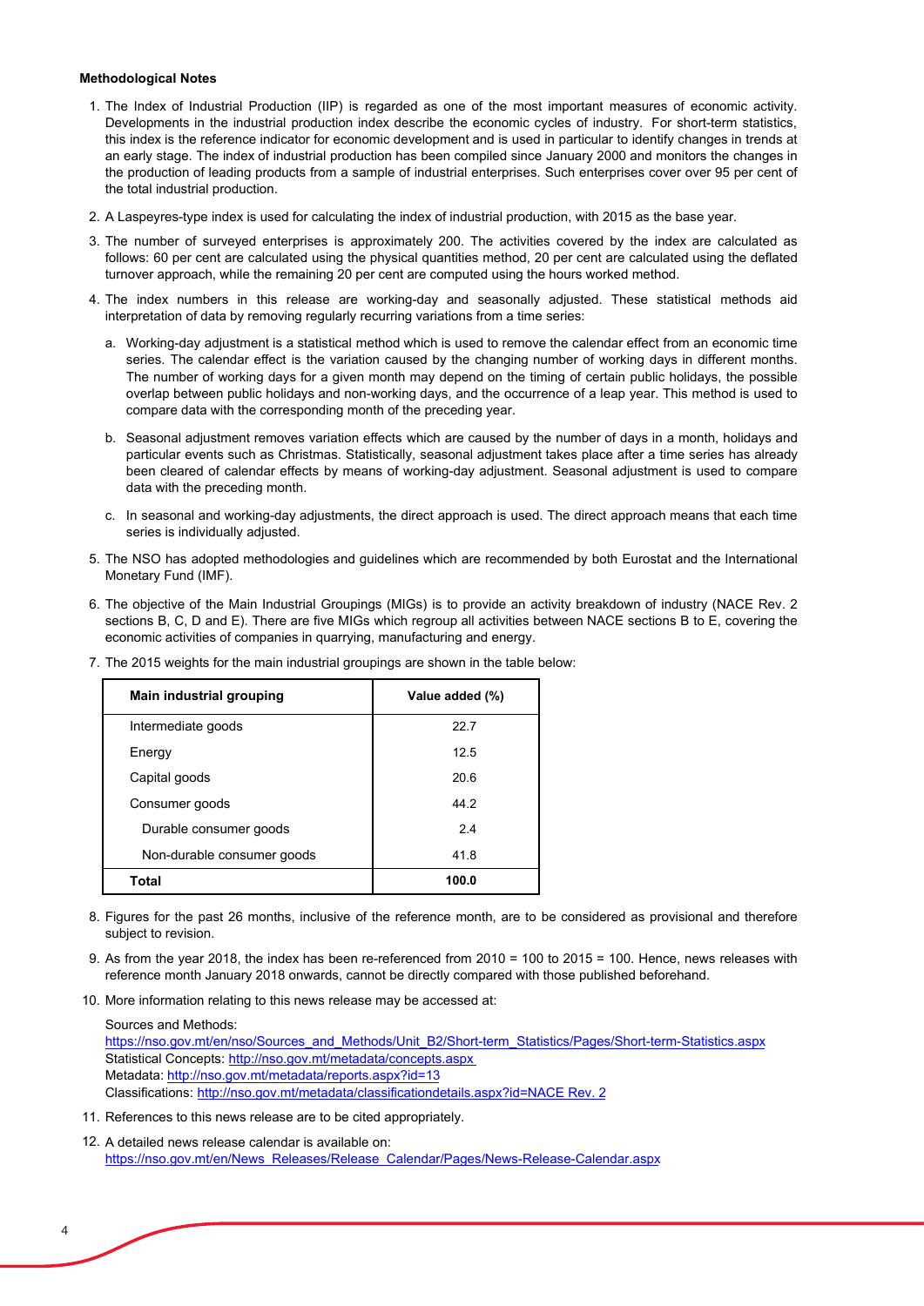**Methodological Notes**

1. The Index of Industrial Production (IIP) is regarded as one of the most important measures of economic activity. Developments in the industrial production index describe the economic cycles of industry. For short-term statistics, this index is the reference indicator for economic development and is used in particular to identify changes in trends at an early stage. The index of industrial production has been compiled since January 2000 and monitors the changes in the production of leading products from a sample of industrial enterprises. Such enterprises cover over 95 per cent of the total industrial production.

2. A Laspeyres-type index is used for calculating the index of industrial production, with 2015 as the base year.

3. The number of surveyed enterprises is approximately 200. The activities covered by the index are calculated as follows: 60 per cent are calculated using the physical quantities method, 20 per cent are calculated using the deflated turnover approach, while the remaining 20 per cent are computed using the hours worked method.

4. The index numbers in this release are working-day and seasonally adjusted. These statistical methods aid interpretation of data by removing regularly recurring variations from a time series:

   a. Working-day adjustment is a statistical method which is used to remove the calendar effect from an economic time series. The calendar effect is the variation caused by the changing number of working days in different months. The number of working days for a given month may depend on the timing of certain public holidays, the possible overlap between public holidays and non-working days, and the occurrence of a leap year. This method is used to compare data with the corresponding month of the preceding year.

   b. Seasonal adjustment removes variation effects which are caused by the number of days in a month, holidays and particular events such as Christmas. Statistically, seasonal adjustment takes place after a time series has already been cleared of calendar effects by means of working-day adjustment. Seasonal adjustment is used to compare data with the preceding month.

   c. In seasonal and working-day adjustments, the direct approach is used. The direct approach means that each time series is individually adjusted.

5. The NSO has adopted methodologies and guidelines which are recommended by both Eurostat and the International Monetary Fund (IMF).

6. The objective of the Main Industrial Groupings (MIGs) is to provide an activity breakdown of industry (NACE Rev. 2 sections B, C, D and E). There are five MIGs which regroup all activities between NACE sections B to E, covering the economic activities of companies in quarrying, manufacturing and energy.

7. The 2015 weights for the main industrial groupings are shown in the table below:

| Main industrial grouping | Value added (%) |
|---|---|
| Intermediate goods | 22.7 |
| Energy | 12.5 |
| Capital goods | 20.6 |
| Consumer goods | 44.2 |
| Durable consumer goods | 2.4 |
| Non-durable consumer goods | 41.8 |
| **Total** | **100.0** |

8. Figures for the past 26 months, inclusive of the reference month, are to be considered as provisional and therefore subject to revision.

9. As from the year 2018, the index has been re-referenced from 2010 = 100 to 2015 = 100. Hence, news releases with reference month January 2018 onwards, cannot be directly compared with those published beforehand.

10. More information relating to this news release may be accessed at:

    Sources and Methods:
    https://nso.gov.mt/en/nso/Sources_and_Methods/Unit_B2/Short-term_Statistics/Pages/Short-term-Statistics.aspx
    Statistical Concepts: http://nso.gov.mt/metadata/concepts.aspx
    Metadata: http://nso.gov.mt/metadata/reports.aspx?id=13
    Classifications: http://nso.gov.mt/metadata/classificationdetails.aspx?id=NACE Rev. 2

11. References to this news release are to be cited appropriately.

12. A detailed news release calendar is available on:
    https://nso.gov.mt/en/News_Releases/Release_Calendar/Pages/News-Release-Calendar.aspx